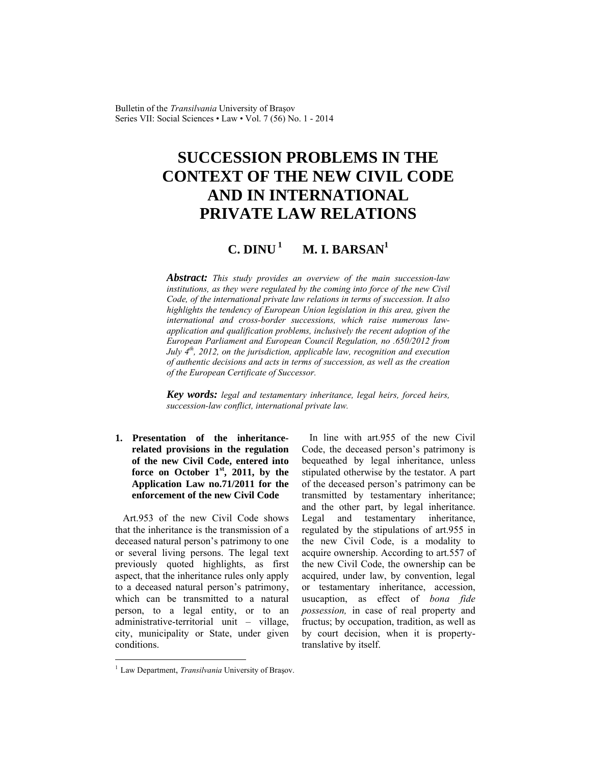# SUCCESSION PROBLEMS IN THE CONTEXT OF THE NEW CIVIL CODE AND IN INTERNATIONAL PRIVATE LAW RELATIONS

**C. DINU**[1] **M. I. BARSAN**[1]

***Abstract:*** *This study provides an overview of the main succession-law institutions, as they were regulated by the coming into force of the new Civil Code, of the international private law relations in terms of succession. It also highlights the tendency of European Union legislation in this area, given the international and cross-border successions, which raise numerous law-application and qualification problems, inclusively the recent adoption of the European Parliament and European Council Regulation, no .650/2012 from July 4th, 2012, on the jurisdiction, applicable law, recognition and execution of authentic decisions and acts in terms of succession, as well as the creation of the European Certificate of Successor.*

***Key words:*** *legal and testamentary inheritance, legal heirs, forced heirs, succession-law conflict, international private law.*

## 1. Presentation of the inheritance-related provisions in the regulation of the new Civil Code, entered into force on October 1st, 2011, by the Application Law no.71/2011 for the enforcement of the new Civil Code

Art.953 of the new Civil Code shows that the inheritance is the transmission of a deceased natural person's patrimony to one or several living persons. The legal text previously quoted highlights, as first aspect, that the inheritance rules only apply to a deceased natural person's patrimony, which can be transmitted to a natural person, to a legal entity, or to an administrative-territorial unit – village, city, municipality or State, under given conditions.

In line with art.955 of the new Civil Code, the deceased person's patrimony is bequeathed by legal inheritance, unless stipulated otherwise by the testator. A part of the deceased person's patrimony can be transmitted by testamentary inheritance; and the other part, by legal inheritance. Legal and testamentary inheritance, regulated by the stipulations of art.955 in the new Civil Code, is a modality to acquire ownership. According to art.557 of the new Civil Code, the ownership can be acquired, under law, by convention, legal or testamentary inheritance, accession, usucaption, as effect of *bona fide possession,* in case of real property and fructus; by occupation, tradition, as well as by court decision, when it is property-translative by itself.

---

[1] Law Department, *Transilvania* University of Braşov.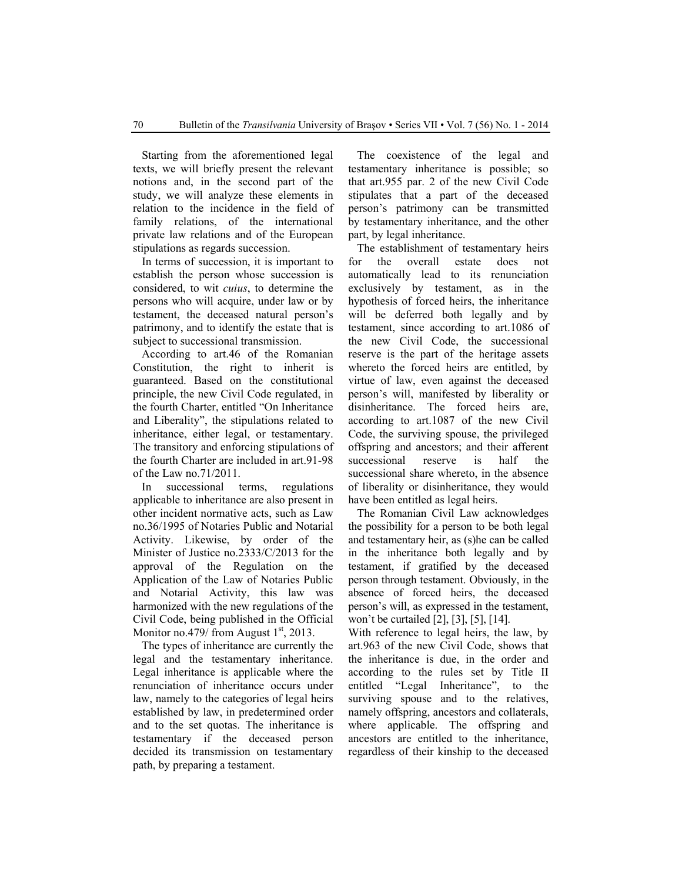Starting from the aforementioned legal texts, we will briefly present the relevant notions and, in the second part of the study, we will analyze these elements in relation to the incidence in the field of family relations, of the international private law relations and of the European stipulations as regards succession.

In terms of succession, it is important to establish the person whose succession is considered, to wit *cuius*, to determine the persons who will acquire, under law or by testament, the deceased natural person's patrimony, and to identify the estate that is subject to successional transmission.

According to art.46 of the Romanian Constitution, the right to inherit is guaranteed. Based on the constitutional principle, the new Civil Code regulated, in the fourth Charter, entitled "On Inheritance and Liberality", the stipulations related to inheritance, either legal, or testamentary. The transitory and enforcing stipulations of the fourth Charter are included in art.91-98 of the Law no.71/2011.

In successional terms, regulations applicable to inheritance are also present in other incident normative acts, such as Law no.36/1995 of Notaries Public and Notarial Activity. Likewise, by order of the Minister of Justice no.2333/C/2013 for the approval of the Regulation on the Application of the Law of Notaries Public and Notarial Activity, this law was harmonized with the new regulations of the Civil Code, being published in the Official Monitor no.479/ from August 1st, 2013.

The types of inheritance are currently the legal and the testamentary inheritance. Legal inheritance is applicable where the renunciation of inheritance occurs under law, namely to the categories of legal heirs established by law, in predetermined order and to the set quotas. The inheritance is testamentary if the deceased person decided its transmission on testamentary path, by preparing a testament.

The coexistence of the legal and testamentary inheritance is possible; so that art.955 par. 2 of the new Civil Code stipulates that a part of the deceased person's patrimony can be transmitted by testamentary inheritance, and the other part, by legal inheritance.

The establishment of testamentary heirs for the overall estate does not automatically lead to its renunciation exclusively by testament, as in the hypothesis of forced heirs, the inheritance will be deferred both legally and by testament, since according to art.1086 of the new Civil Code, the successional reserve is the part of the heritage assets whereto the forced heirs are entitled, by virtue of law, even against the deceased person's will, manifested by liberality or disinheritance. The forced heirs are, according to art.1087 of the new Civil Code, the surviving spouse, the privileged offspring and ancestors; and their afferent successional reserve is half the successional share whereto, in the absence of liberality or disinheritance, they would have been entitled as legal heirs.

The Romanian Civil Law acknowledges the possibility for a person to be both legal and testamentary heir, as (s)he can be called in the inheritance both legally and by testament, if gratified by the deceased person through testament. Obviously, in the absence of forced heirs, the deceased person's will, as expressed in the testament, won't be curtailed [2], [3], [5], [14].

With reference to legal heirs, the law, by art.963 of the new Civil Code, shows that the inheritance is due, in the order and according to the rules set by Title II entitled "Legal Inheritance", to the surviving spouse and to the relatives, namely offspring, ancestors and collaterals, where applicable. The offspring and ancestors are entitled to the inheritance, regardless of their kinship to the deceased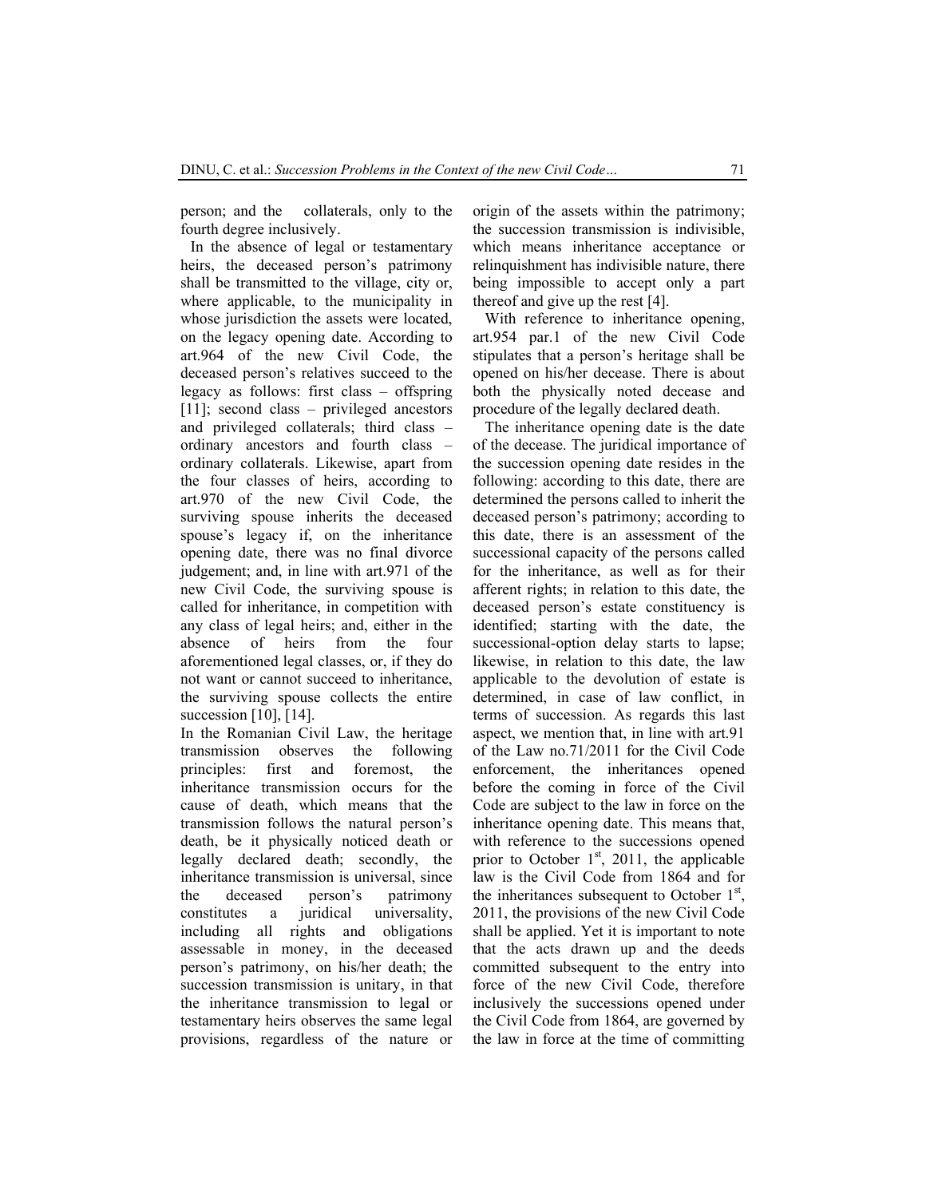person; and the collaterals, only to the fourth degree inclusively.

In the absence of legal or testamentary heirs, the deceased person's patrimony shall be transmitted to the village, city or, where applicable, to the municipality in whose jurisdiction the assets were located, on the legacy opening date. According to art.964 of the new Civil Code, the deceased person's relatives succeed to the legacy as follows: first class – offspring [11]; second class – privileged ancestors and privileged collaterals; third class – ordinary ancestors and fourth class – ordinary collaterals. Likewise, apart from the four classes of heirs, according to art.970 of the new Civil Code, the surviving spouse inherits the deceased spouse's legacy if, on the inheritance opening date, there was no final divorce judgement; and, in line with art.971 of the new Civil Code, the surviving spouse is called for inheritance, in competition with any class of legal heirs; and, either in the absence of heirs from the four aforementioned legal classes, or, if they do not want or cannot succeed to inheritance, the surviving spouse collects the entire succession [10], [14].

In the Romanian Civil Law, the heritage transmission observes the following principles: first and foremost, the inheritance transmission occurs for the cause of death, which means that the transmission follows the natural person's death, be it physically noticed death or legally declared death; secondly, the inheritance transmission is universal, since the deceased person's patrimony constitutes a juridical universality, including all rights and obligations assessable in money, in the deceased person's patrimony, on his/her death; the succession transmission is unitary, in that the inheritance transmission to legal or testamentary heirs observes the same legal provisions, regardless of the nature or origin of the assets within the patrimony; the succession transmission is indivisible, which means inheritance acceptance or relinquishment has indivisible nature, there being impossible to accept only a part thereof and give up the rest [4].

With reference to inheritance opening, art.954 par.1 of the new Civil Code stipulates that a person's heritage shall be opened on his/her decease. There is about both the physically noted decease and procedure of the legally declared death.

The inheritance opening date is the date of the decease. The juridical importance of the succession opening date resides in the following: according to this date, there are determined the persons called to inherit the deceased person's patrimony; according to this date, there is an assessment of the successional capacity of the persons called for the inheritance, as well as for their afferent rights; in relation to this date, the deceased person's estate constituency is identified; starting with the date, the successional-option delay starts to lapse; likewise, in relation to this date, the law applicable to the devolution of estate is determined, in case of law conflict, in terms of succession. As regards this last aspect, we mention that, in line with art.91 of the Law no.71/2011 for the Civil Code enforcement, the inheritances opened before the coming in force of the Civil Code are subject to the law in force on the inheritance opening date. This means that, with reference to the successions opened prior to October 1st, 2011, the applicable law is the Civil Code from 1864 and for the inheritances subsequent to October 1st, 2011, the provisions of the new Civil Code shall be applied. Yet it is important to note that the acts drawn up and the deeds committed subsequent to the entry into force of the new Civil Code, therefore inclusively the successions opened under the Civil Code from 1864, are governed by the law in force at the time of committing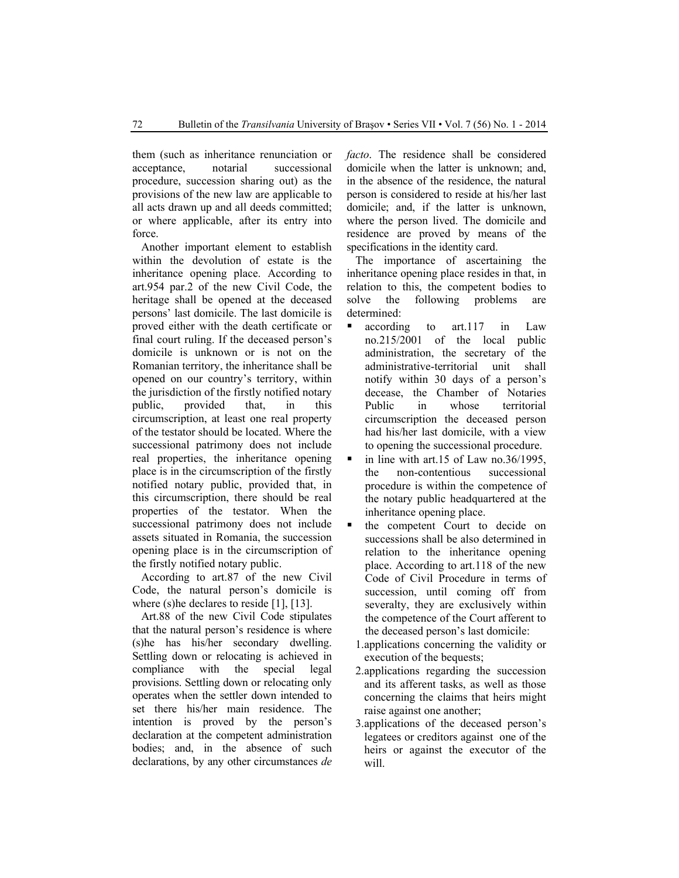them (such as inheritance renunciation or acceptance, notarial successional procedure, succession sharing out) as the provisions of the new law are applicable to all acts drawn up and all deeds committed; or where applicable, after its entry into force.

Another important element to establish within the devolution of estate is the inheritance opening place. According to art.954 par.2 of the new Civil Code, the heritage shall be opened at the deceased persons' last domicile. The last domicile is proved either with the death certificate or final court ruling. If the deceased person's domicile is unknown or is not on the Romanian territory, the inheritance shall be opened on our country's territory, within the jurisdiction of the firstly notified notary public, provided that, in this circumscription, at least one real property of the testator should be located. Where the successional patrimony does not include real properties, the inheritance opening place is in the circumscription of the firstly notified notary public, provided that, in this circumscription, there should be real properties of the testator. When the successional patrimony does not include assets situated in Romania, the succession opening place is in the circumscription of the firstly notified notary public.

According to art.87 of the new Civil Code, the natural person's domicile is where (s)he declares to reside [1], [13].

Art.88 of the new Civil Code stipulates that the natural person's residence is where (s)he has his/her secondary dwelling. Settling down or relocating is achieved in compliance with the special legal provisions. Settling down or relocating only operates when the settler down intended to set there his/her main residence. The intention is proved by the person's declaration at the competent administration bodies; and, in the absence of such declarations, by any other circumstances *de facto*. The residence shall be considered domicile when the latter is unknown; and, in the absence of the residence, the natural person is considered to reside at his/her last domicile; and, if the latter is unknown, where the person lived. The domicile and residence are proved by means of the specifications in the identity card.

The importance of ascertaining the inheritance opening place resides in that, in relation to this, the competent bodies to solve the following problems are determined:

- according to art.117 in Law no.215/2001 of the local public administration, the secretary of the administrative-territorial unit shall notify within 30 days of a person's decease, the Chamber of Notaries Public in whose territorial circumscription the deceased person had his/her last domicile, with a view to opening the successional procedure.
- in line with art.15 of Law no.36/1995, the non-contentious successional procedure is within the competence of the notary public headquartered at the inheritance opening place.
- the competent Court to decide on successions shall be also determined in relation to the inheritance opening place. According to art.118 of the new Code of Civil Procedure in terms of succession, until coming off from severalty, they are exclusively within the competence of the Court afferent to the deceased person's last domicile:
  1. applications concerning the validity or execution of the bequests;
  2. applications regarding the succession and its afferent tasks, as well as those concerning the claims that heirs might raise against one another;
  3. applications of the deceased person's legatees or creditors against one of the heirs or against the executor of the will.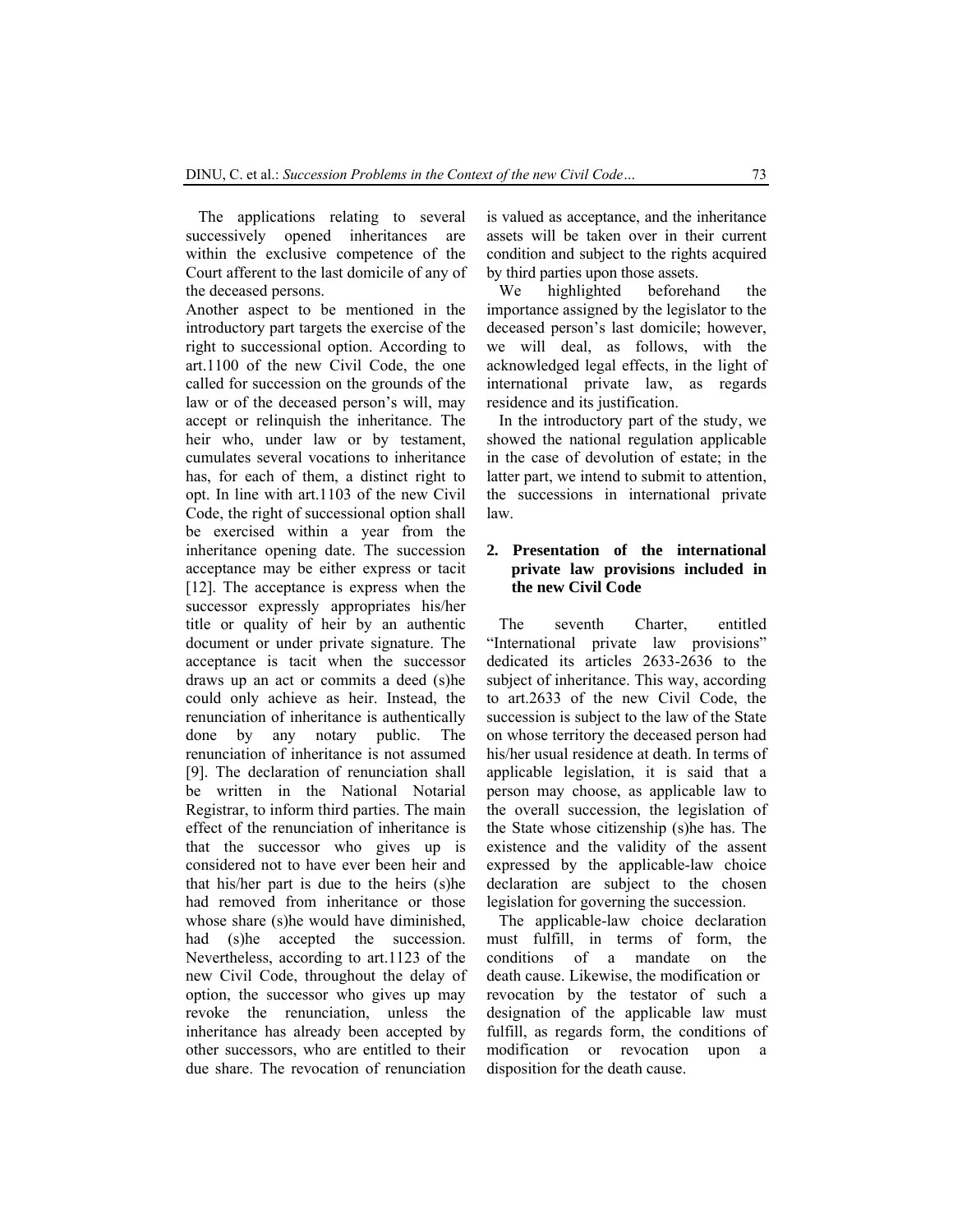The applications relating to several successively opened inheritances are within the exclusive competence of the Court afferent to the last domicile of any of the deceased persons.

Another aspect to be mentioned in the introductory part targets the exercise of the right to successional option. According to art.1100 of the new Civil Code, the one called for succession on the grounds of the law or of the deceased person's will, may accept or relinquish the inheritance. The heir who, under law or by testament, cumulates several vocations to inheritance has, for each of them, a distinct right to opt. In line with art.1103 of the new Civil Code, the right of successional option shall be exercised within a year from the inheritance opening date. The succession acceptance may be either express or tacit [12]. The acceptance is express when the successor expressly appropriates his/her title or quality of heir by an authentic document or under private signature. The acceptance is tacit when the successor draws up an act or commits a deed (s)he could only achieve as heir. Instead, the renunciation of inheritance is authentically done by any notary public. The renunciation of inheritance is not assumed [9]. The declaration of renunciation shall be written in the National Notarial Registrar, to inform third parties. The main effect of the renunciation of inheritance is that the successor who gives up is considered not to have ever been heir and that his/her part is due to the heirs (s)he had removed from inheritance or those whose share (s)he would have diminished, had (s)he accepted the succession. Nevertheless, according to art.1123 of the new Civil Code, throughout the delay of option, the successor who gives up may revoke the renunciation, unless the inheritance has already been accepted by other successors, who are entitled to their due share. The revocation of renunciation is valued as acceptance, and the inheritance assets will be taken over in their current condition and subject to the rights acquired by third parties upon those assets.

We highlighted beforehand the importance assigned by the legislator to the deceased person's last domicile; however, we will deal, as follows, with the acknowledged legal effects, in the light of international private law, as regards residence and its justification.

In the introductory part of the study, we showed the national regulation applicable in the case of devolution of estate; in the latter part, we intend to submit to attention, the successions in international private law.

## 2. Presentation of the international private law provisions included in the new Civil Code

The seventh Charter, entitled "International private law provisions" dedicated its articles 2633-2636 to the subject of inheritance. This way, according to art.2633 of the new Civil Code, the succession is subject to the law of the State on whose territory the deceased person had his/her usual residence at death. In terms of applicable legislation, it is said that a person may choose, as applicable law to the overall succession, the legislation of the State whose citizenship (s)he has. The existence and the validity of the assent expressed by the applicable-law choice declaration are subject to the chosen legislation for governing the succession.

The applicable-law choice declaration must fulfill, in terms of form, the conditions of a mandate on the death cause. Likewise, the modification or revocation by the testator of such a designation of the applicable law must fulfill, as regards form, the conditions of modification or revocation upon a disposition for the death cause.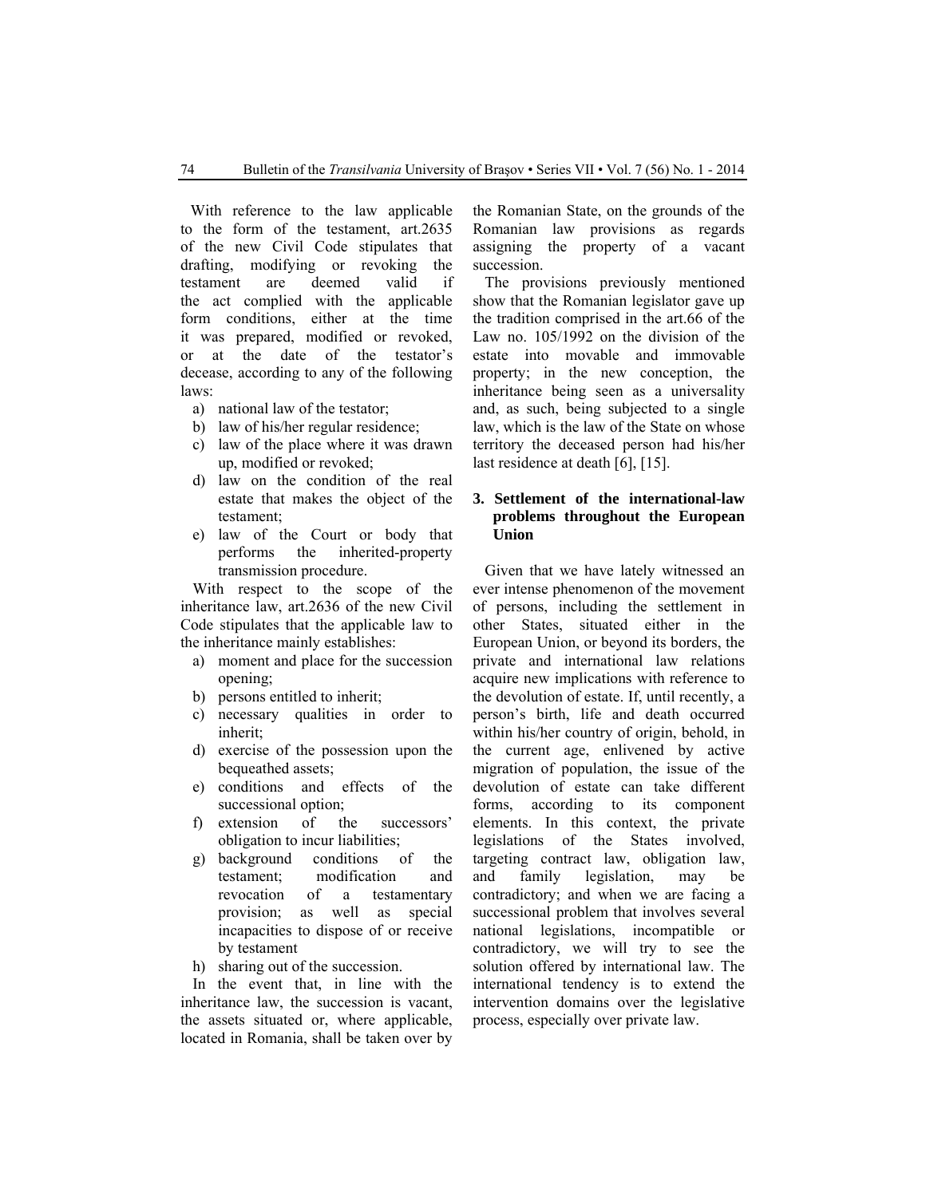With reference to the law applicable to the form of the testament, art.2635 of the new Civil Code stipulates that drafting, modifying or revoking the testament are deemed valid if the act complied with the applicable form conditions, either at the time it was prepared, modified or revoked, or at the date of the testator's decease, according to any of the following laws:

a) national law of the testator;
b) law of his/her regular residence;
c) law of the place where it was drawn up, modified or revoked;
d) law on the condition of the real estate that makes the object of the testament;
e) law of the Court or body that performs the inherited-property transmission procedure.

With respect to the scope of the inheritance law, art.2636 of the new Civil Code stipulates that the applicable law to the inheritance mainly establishes:

a) moment and place for the succession opening;
b) persons entitled to inherit;
c) necessary qualities in order to inherit;
d) exercise of the possession upon the bequeathed assets;
e) conditions and effects of the successional option;
f) extension of the successors' obligation to incur liabilities;
g) background conditions of the testament; modification and revocation of a testamentary provision; as well as special incapacities to dispose of or receive by testament
h) sharing out of the succession.

In the event that, in line with the inheritance law, the succession is vacant, the assets situated or, where applicable, located in Romania, shall be taken over by the Romanian State, on the grounds of the Romanian law provisions as regards assigning the property of a vacant succession.

The provisions previously mentioned show that the Romanian legislator gave up the tradition comprised in the art.66 of the Law no. 105/1992 on the division of the estate into movable and immovable property; in the new conception, the inheritance being seen as a universality and, as such, being subjected to a single law, which is the law of the State on whose territory the deceased person had his/her last residence at death [6], [15].

## 3. Settlement of the international-law problems throughout the European Union

Given that we have lately witnessed an ever intense phenomenon of the movement of persons, including the settlement in other States, situated either in the European Union, or beyond its borders, the private and international law relations acquire new implications with reference to the devolution of estate. If, until recently, a person's birth, life and death occurred within his/her country of origin, behold, in the current age, enlivened by active migration of population, the issue of the devolution of estate can take different forms, according to its component elements. In this context, the private legislations of the States involved, targeting contract law, obligation law, and family legislation, may be contradictory; and when we are facing a successional problem that involves several national legislations, incompatible or contradictory, we will try to see the solution offered by international law. The international tendency is to extend the intervention domains over the legislative process, especially over private law.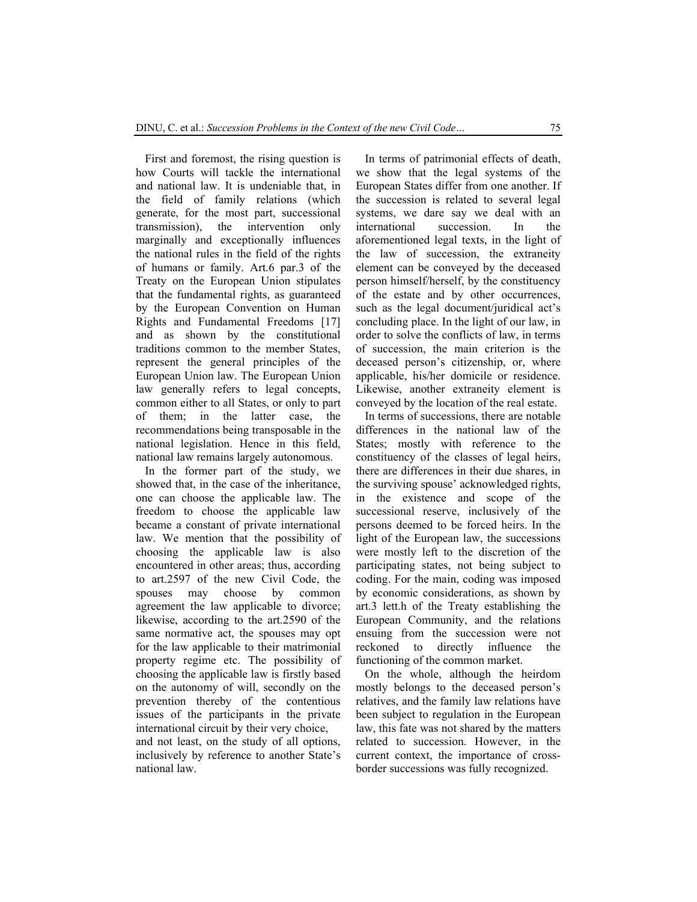First and foremost, the rising question is how Courts will tackle the international and national law. It is undeniable that, in the field of family relations (which generate, for the most part, successional transmission), the intervention only marginally and exceptionally influences the national rules in the field of the rights of humans or family. Art.6 par.3 of the Treaty on the European Union stipulates that the fundamental rights, as guaranteed by the European Convention on Human Rights and Fundamental Freedoms [17] and as shown by the constitutional traditions common to the member States, represent the general principles of the European Union law. The European Union law generally refers to legal concepts, common either to all States, or only to part of them; in the latter case, the recommendations being transposable in the national legislation. Hence in this field, national law remains largely autonomous.

In the former part of the study, we showed that, in the case of the inheritance, one can choose the applicable law. The freedom to choose the applicable law became a constant of private international law. We mention that the possibility of choosing the applicable law is also encountered in other areas; thus, according to art.2597 of the new Civil Code, the spouses may choose by common agreement the law applicable to divorce; likewise, according to the art.2590 of the same normative act, the spouses may opt for the law applicable to their matrimonial property regime etc. The possibility of choosing the applicable law is firstly based on the autonomy of will, secondly on the prevention thereby of the contentious issues of the participants in the private international circuit by their very choice, and not least, on the study of all options, inclusively by reference to another State's national law.

In terms of patrimonial effects of death, we show that the legal systems of the European States differ from one another. If the succession is related to several legal systems, we dare say we deal with an international succession. In the aforementioned legal texts, in the light of the law of succession, the extraneity element can be conveyed by the deceased person himself/herself, by the constituency of the estate and by other occurrences, such as the legal document/juridical act's concluding place. In the light of our law, in order to solve the conflicts of law, in terms of succession, the main criterion is the deceased person's citizenship, or, where applicable, his/her domicile or residence. Likewise, another extraneity element is conveyed by the location of the real estate.

In terms of successions, there are notable differences in the national law of the States; mostly with reference to the constituency of the classes of legal heirs, there are differences in their due shares, in the surviving spouse' acknowledged rights, in the existence and scope of the successional reserve, inclusively of the persons deemed to be forced heirs. In the light of the European law, the successions were mostly left to the discretion of the participating states, not being subject to coding. For the main, coding was imposed by economic considerations, as shown by art.3 lett.h of the Treaty establishing the European Community, and the relations ensuing from the succession were not reckoned to directly influence the functioning of the common market.

On the whole, although the heirdom mostly belongs to the deceased person's relatives, and the family law relations have been subject to regulation in the European law, this fate was not shared by the matters related to succession. However, in the current context, the importance of cross-border successions was fully recognized.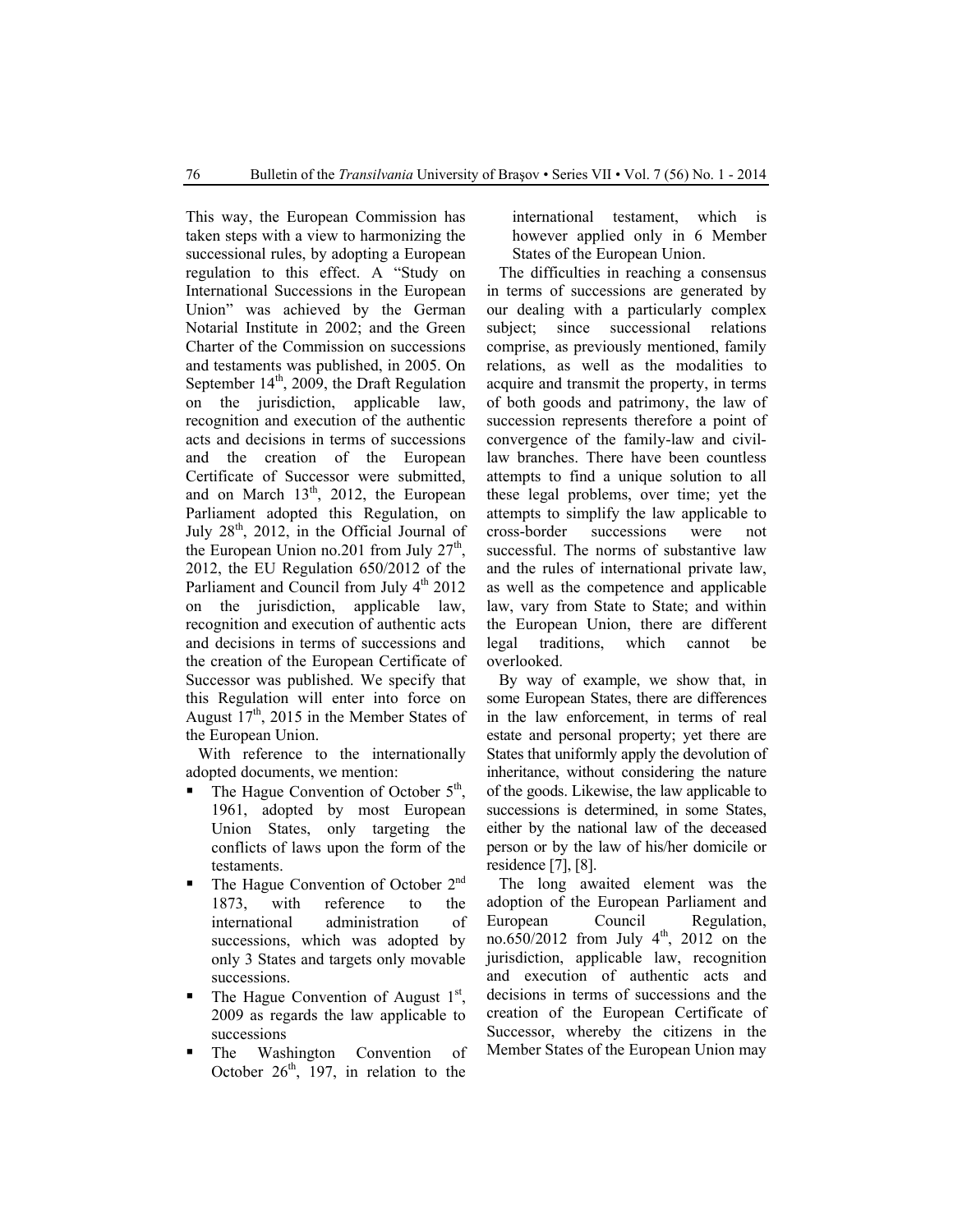This way, the European Commission has taken steps with a view to harmonizing the successional rules, by adopting a European regulation to this effect. A "Study on International Successions in the European Union" was achieved by the German Notarial Institute in 2002; and the Green Charter of the Commission on successions and testaments was published, in 2005. On September 14[th], 2009, the Draft Regulation on the jurisdiction, applicable law, recognition and execution of the authentic acts and decisions in terms of successions and the creation of the European Certificate of Successor were submitted, and on March 13[th], 2012, the European Parliament adopted this Regulation, on July 28[th], 2012, in the Official Journal of the European Union no.201 from July 27[th], 2012, the EU Regulation 650/2012 of the Parliament and Council from July 4[th] 2012 on the jurisdiction, applicable law, recognition and execution of authentic acts and decisions in terms of successions and the creation of the European Certificate of Successor was published. We specify that this Regulation will enter into force on August 17[th], 2015 in the Member States of the European Union.

With reference to the internationally adopted documents, we mention:

- The Hague Convention of October 5[th], 1961, adopted by most European Union States, only targeting the conflicts of laws upon the form of the testaments.
- The Hague Convention of October 2[nd] 1873, with reference to the international administration of successions, which was adopted by only 3 States and targets only movable successions.
- The Hague Convention of August 1[st], 2009 as regards the law applicable to successions
- The Washington Convention of October 26[th], 197, in relation to the international testament, which is however applied only in 6 Member States of the European Union.

The difficulties in reaching a consensus in terms of successions are generated by our dealing with a particularly complex subject; since successional relations comprise, as previously mentioned, family relations, as well as the modalities to acquire and transmit the property, in terms of both goods and patrimony, the law of succession represents therefore a point of convergence of the family-law and civil-law branches. There have been countless attempts to find a unique solution to all these legal problems, over time; yet the attempts to simplify the law applicable to cross-border successions were not successful. The norms of substantive law and the rules of international private law, as well as the competence and applicable law, vary from State to State; and within the European Union, there are different legal traditions, which cannot be overlooked.

By way of example, we show that, in some European States, there are differences in the law enforcement, in terms of real estate and personal property; yet there are States that uniformly apply the devolution of inheritance, without considering the nature of the goods. Likewise, the law applicable to successions is determined, in some States, either by the national law of the deceased person or by the law of his/her domicile or residence [7], [8].

The long awaited element was the adoption of the European Parliament and European Council Regulation, no.650/2012 from July 4[th], 2012 on the jurisdiction, applicable law, recognition and execution of authentic acts and decisions in terms of successions and the creation of the European Certificate of Successor, whereby the citizens in the Member States of the European Union may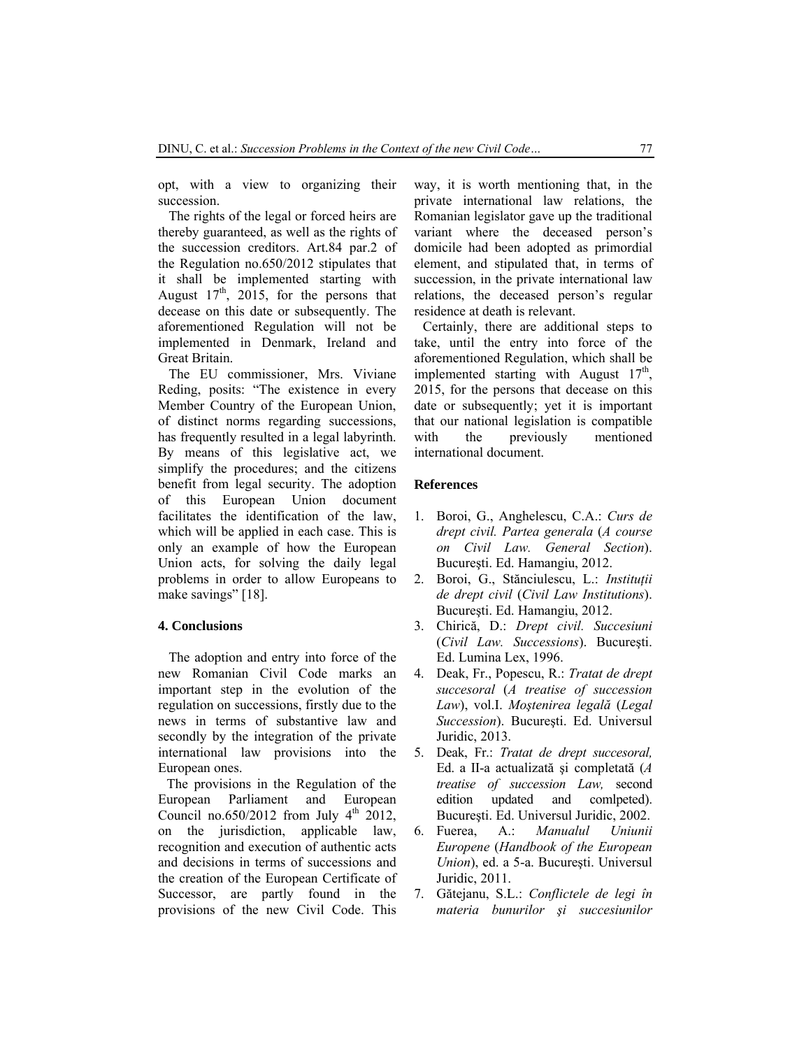opt, with a view to organizing their succession.

The rights of the legal or forced heirs are thereby guaranteed, as well as the rights of the succession creditors. Art.84 par.2 of the Regulation no.650/2012 stipulates that it shall be implemented starting with August 17th, 2015, for the persons that decease on this date or subsequently. The aforementioned Regulation will not be implemented in Denmark, Ireland and Great Britain.

The EU commissioner, Mrs. Viviane Reding, posits: "The existence in every Member Country of the European Union, of distinct norms regarding successions, has frequently resulted in a legal labyrinth. By means of this legislative act, we simplify the procedures; and the citizens benefit from legal security. The adoption of this European Union document facilitates the identification of the law, which will be applied in each case. This is only an example of how the European Union acts, for solving the daily legal problems in order to allow Europeans to make savings" [18].

## 4. Conclusions

The adoption and entry into force of the new Romanian Civil Code marks an important step in the evolution of the regulation on successions, firstly due to the news in terms of substantive law and secondly by the integration of the private international law provisions into the European ones.

The provisions in the Regulation of the European Parliament and European Council no.650/2012 from July 4th 2012, on the jurisdiction, applicable law, recognition and execution of authentic acts and decisions in terms of successions and the creation of the European Certificate of Successor, are partly found in the provisions of the new Civil Code. This way, it is worth mentioning that, in the private international law relations, the Romanian legislator gave up the traditional variant where the deceased person's domicile had been adopted as primordial element, and stipulated that, in terms of succession, in the private international law relations, the deceased person's regular residence at death is relevant.

Certainly, there are additional steps to take, until the entry into force of the aforementioned Regulation, which shall be implemented starting with August 17th, 2015, for the persons that decease on this date or subsequently; yet it is important that our national legislation is compatible with the previously mentioned international document.

## References

1. Boroi, G., Anghelescu, C.A.: *Curs de drept civil. Partea generala* (*A course on Civil Law. General Section*). Bucureşti. Ed. Hamangiu, 2012.
2. Boroi, G., Stănciulescu, L.: *Instituții de drept civil* (*Civil Law Institutions*). Bucureşti. Ed. Hamangiu, 2012.
3. Chirică, D.: *Drept civil. Succesiuni* (*Civil Law. Successions*). Bucureşti. Ed. Lumina Lex, 1996.
4. Deak, Fr., Popescu, R.: *Tratat de drept succesoral* (*A treatise of succession Law*), vol.I. *Moştenirea legală* (*Legal Succession*). Bucureşti. Ed. Universul Juridic, 2013.
5. Deak, Fr.: *Tratat de drept succesoral,* Ed. a II-a actualizată şi completată (*A treatise of succession Law,* second edition updated and comlpeted). Bucureşti. Ed. Universul Juridic, 2002.
6. Fuerea, A.: *Manualul Uniunii Europene* (*Handbook of the European Union*), ed. a 5-a. Bucureşti. Universul Juridic, 2011.
7. Gătejanu, S.L.: *Conflictele de legi în materia bunurilor şi succesiunilor*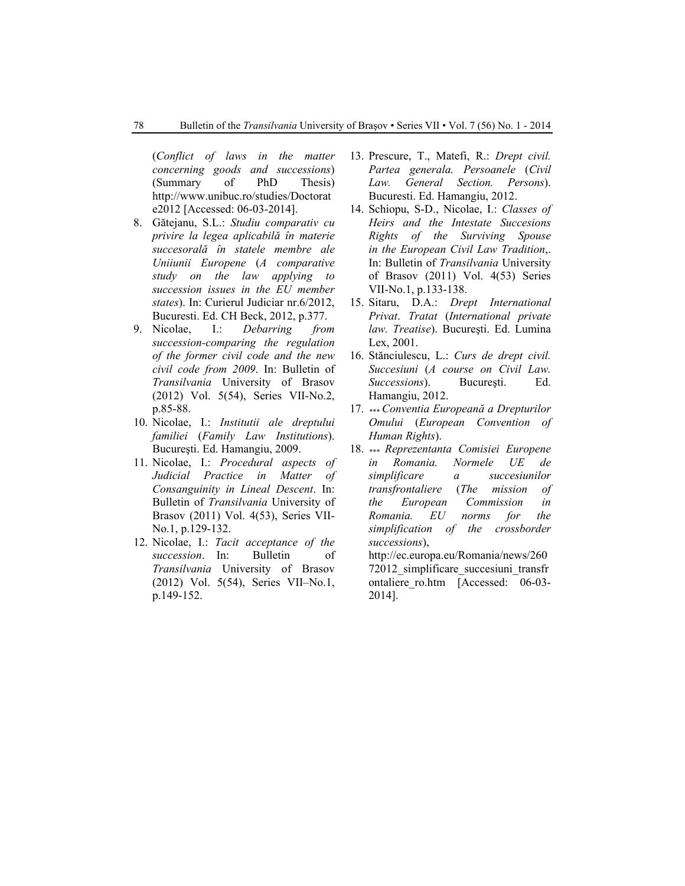(*Conflict of laws in the matter concerning goods and successions*) (Summary of PhD Thesis) http://www.unibuc.ro/studies/Doctorate2012 [Accessed: 06-03-2014].

8. Gătejanu, S.L.: *Studiu comparativ cu privire la legea aplicabilă în materie succesorală în statele membre ale Uniiunii Europene* (*A comparative study on the law applying to succession issues in the EU member states*). In: Curierul Judiciar nr.6/2012, Bucuresti. Ed. CH Beck, 2012, p.377.
9. Nicolae, I.: *Debarring from succession-comparing the regulation of the former civil code and the new civil code from 2009*. In: Bulletin of *Transilvania* University of Brasov (2012) Vol. 5(54), Series VII-No.2, p.85-88.
10. Nicolae, I.: *Institutii ale dreptului familiei* (*Family Law Institutions*). Bucureşti. Ed. Hamangiu, 2009.
11. Nicolae, I.: *Procedural aspects of Judicial Practice in Matter of Consanguinity in Lineal Descent*. In: Bulletin of *Transilvania* University of Brasov (2011) Vol. 4(53), Series VII-No.1, p.129-132.
12. Nicolae, I.: *Tacit acceptance of the succession*. In: Bulletin of *Transilvania* University of Brasov (2012) Vol. 5(54), Series VII–No.1, p.149-152.
13. Prescure, T., Matefi, R.: *Drept civil. Partea generala. Persoanele* (*Civil Law. General Section. Persons*). Bucuresti. Ed. Hamangiu, 2012.
14. Schiopu, S-D., Nicolae, I.: *Classes of Heirs and the Intestate Succesions Rights of the Surviving Spouse in the European Civil Law Tradition*,. In: Bulletin of *Transilvania* University of Brasov (2011) Vol. 4(53) Series VII-No.1, p.133-138.
15. Sitaru, D.A.: *Drept International Privat*. *Tratat* (*International private law. Treatise*). Bucureşti. Ed. Lumina Lex, 2001.
16. Stănciulescu, L.: *Curs de drept civil. Succesiuni* (*A course on Civil Law. Successions*). Bucureşti. Ed. Hamangiu, 2012.
17. *** *Conventia Europeană a Drepturilor Omului* (*European Convention of Human Rights*).
18. *** *Reprezentanta Comisiei Europene in Romania. Normele UE de simplificare a succesiunilor transfrontaliere* (*The mission of the European Commission in Romania. EU norms for the simplification of the crossborder successions*), http://ec.europa.eu/Romania/news/26072012_simplificare_succesiuni_transfrontaliere_ro.htm [Accessed: 06-03-2014].